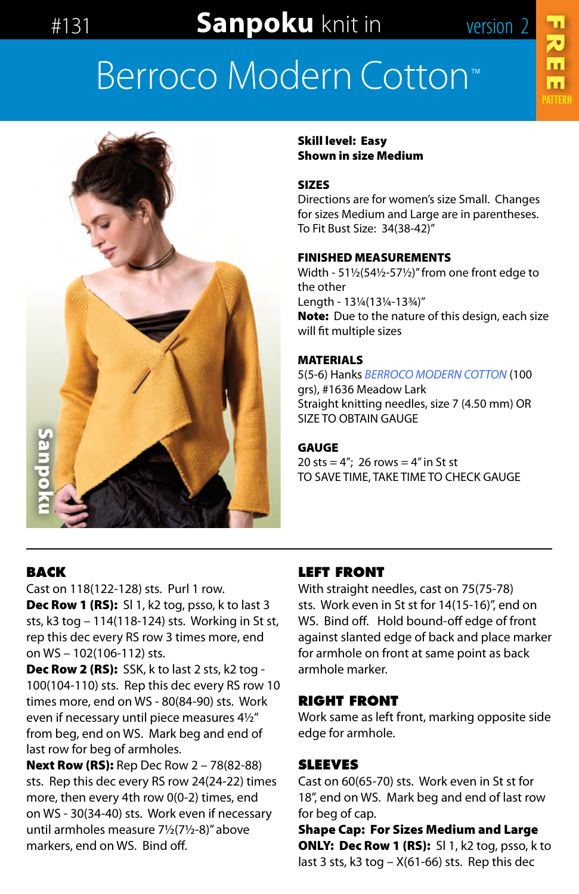#131 **Sanpoku** knit in version 2

# Berroco Modern Cotton™

FREE PATTERN

**Skill level: Easy**
**Shown in size Medium**

**SIZES**
Directions are for women's size Small. Changes for sizes Medium and Large are in parentheses.
To Fit Bust Size: 34(38-42)"

**FINISHED MEASUREMENTS**
Width - 51½(54½-57½)" from one front edge to the other
Length - 13¼(13¼-13¾)"
**Note:** Due to the nature of this design, each size will fit multiple sizes

**MATERIALS**
5(5-6) Hanks *BERROCO MODERN COTTON* (100 grs), #1636 Meadow Lark
Straight knitting needles, size 7 (4.50 mm) OR SIZE TO OBTAIN GAUGE

**GAUGE**
20 sts = 4"; 26 rows = 4" in St st
TO SAVE TIME, TAKE TIME TO CHECK GAUGE

## BACK

Cast on 118(122-128) sts. Purl 1 row.
**Dec Row 1 (RS):** Sl 1, k2 tog, psso, k to last 3 sts, k3 tog – 114(118-124) sts. Working in St st, rep this dec every RS row 3 times more, end on WS – 102(106-112) sts.
**Dec Row 2 (RS):** SSK, k to last 2 sts, k2 tog - 100(104-110) sts. Rep this dec every RS row 10 times more, end on WS - 80(84-90) sts. Work even if necessary until piece measures 4½" from beg, end on WS. Mark beg and end of last row for beg of armholes.
**Next Row (RS):** Rep Dec Row 2 – 78(82-88) sts. Rep this dec every RS row 24(24-22) times more, then every 4th row 0(0-2) times, end on WS - 30(34-40) sts. Work even if necessary until armholes measure 7½(7½-8)" above markers, end on WS. Bind off.

## LEFT FRONT

With straight needles, cast on 75(75-78) sts. Work even in St st for 14(15-16)", end on WS. Bind off. Hold bound-off edge of front against slanted edge of back and place marker for armhole on front at same point as back armhole marker.

## RIGHT FRONT

Work same as left front, marking opposite side edge for armhole.

## SLEEVES

Cast on 60(65-70) sts. Work even in St st for 18", end on WS. Mark beg and end of last row for beg of cap.
**Shape Cap: For Sizes Medium and Large ONLY: Dec Row 1 (RS):** Sl 1, k2 tog, psso, k to last 3 sts, k3 tog – X(61-66) sts. Rep this dec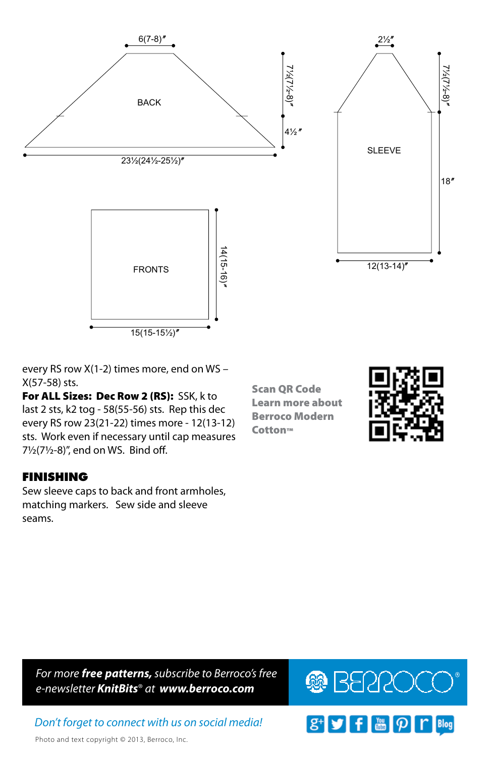6(7-8)″

BACK

7½(7½-8)″

4½″

23½(24½-25½)″

2½″

7½(7½-8)″

SLEEVE

18″

12(13-14)″

FRONTS

14(15-16)″

15(15-15½)″

every RS row X(1-2) times more, end on WS – X(57-58) sts.

**For ALL Sizes: Dec Row 2 (RS):** SSK, k to last 2 sts, k2 tog - 58(55-56) sts. Rep this dec every RS row 23(21-22) times more - 12(13-12) sts. Work even if necessary until cap measures 7½(7½-8)", end on WS. Bind off.

**Scan QR Code Learn more about Berroco Modern Cotton™**

## FINISHING

Sew sleeve caps to back and front armholes, matching markers. Sew side and sleeve seams.

*For more **free patterns,** subscribe to Berroco's free e-newsletter **KnitBits**® at **www.berroco.com***

BERROCO®

*Don't forget to connect with us on social media!*

Photo and text copyright © 2013, Berroco, Inc.